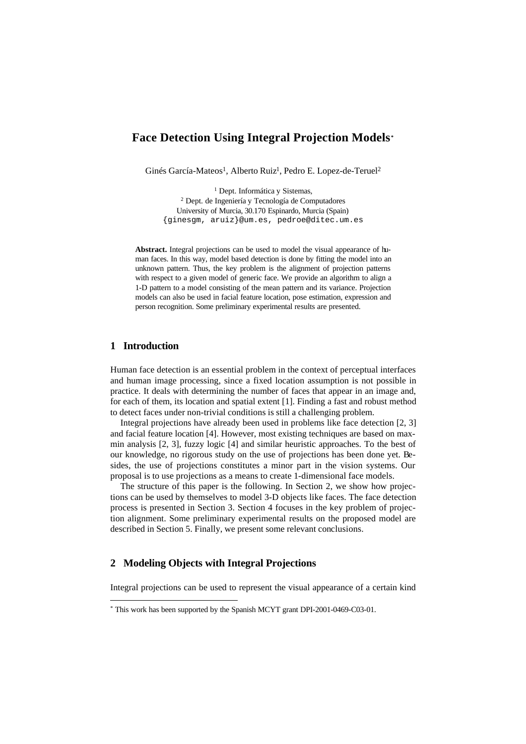# Face Detection Using Integral Projection Models*

Ginés García-Mateos[1], Alberto Ruiz[1], Pedro E. Lopez-de-Teruel[2]

[1] Dept. Informática y Sistemas,
[2] Dept. de Ingeniería y Tecnología de Computadores
University of Murcia, 30.170 Espinardo, Murcia (Spain)
{ginesgm, aruiz}@um.es, pedroe@ditec.um.es

**Abstract.** Integral projections can be used to model the visual appearance of human faces. In this way, model based detection is done by fitting the model into an unknown pattern. Thus, the key problem is the alignment of projection patterns with respect to a given model of generic face. We provide an algorithm to align a 1-D pattern to a model consisting of the mean pattern and its variance. Projection models can also be used in facial feature location, pose estimation, expression and person recognition. Some preliminary experimental results are presented.

## 1 Introduction

Human face detection is an essential problem in the context of perceptual interfaces and human image processing, since a fixed location assumption is not possible in practice. It deals with determining the number of faces that appear in an image and, for each of them, its location and spatial extent [1]. Finding a fast and robust method to detect faces under non-trivial conditions is still a challenging problem.

Integral projections have already been used in problems like face detection [2, 3] and facial feature location [4]. However, most existing techniques are based on max-min analysis [2, 3], fuzzy logic [4] and similar heuristic approaches. To the best of our knowledge, no rigorous study on the use of projections has been done yet. Besides, the use of projections constitutes a minor part in the vision systems. Our proposal is to use projections as a means to create 1-dimensional face models.

The structure of this paper is the following. In Section 2, we show how projections can be used by themselves to model 3-D objects like faces. The face detection process is presented in Section 3. Section 4 focuses in the key problem of projection alignment. Some preliminary experimental results on the proposed model are described in Section 5. Finally, we present some relevant conclusions.

## 2 Modeling Objects with Integral Projections

Integral projections can be used to represent the visual appearance of a certain kind

* This work has been supported by the Spanish MCYT grant DPI-2001-0469-C03-01.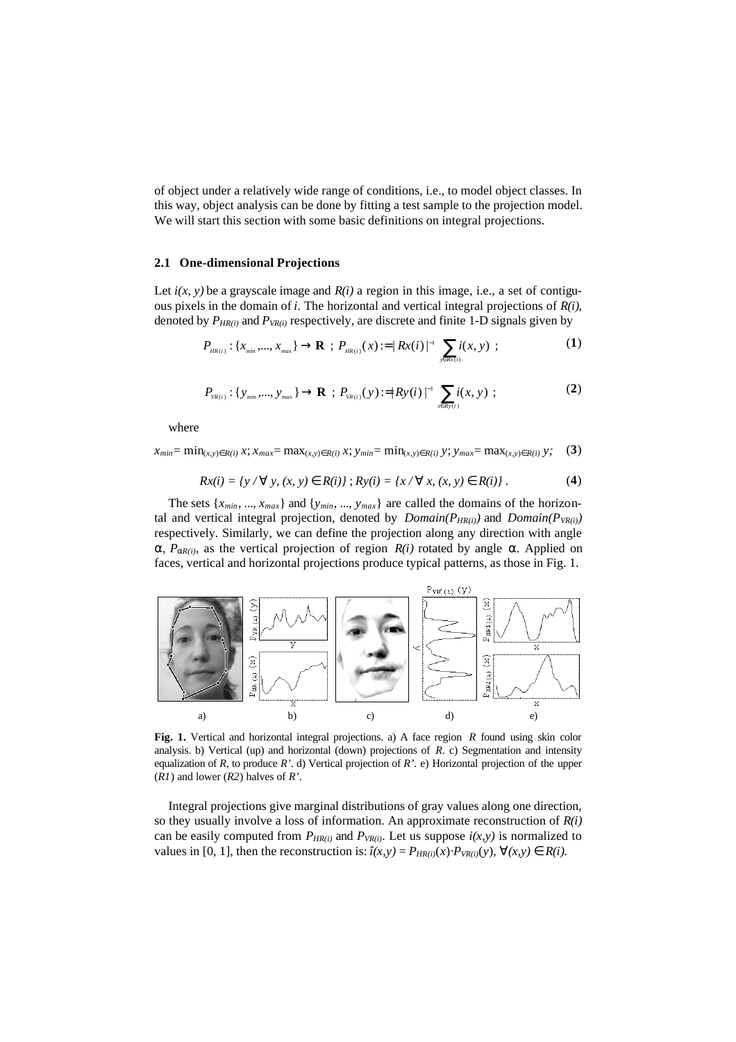of object under a relatively wide range of conditions, i.e., to model object classes. In this way, object analysis can be done by fitting a test sample to the projection model. We will start this section with some basic definitions on integral projections.

### 2.1 One-dimensional Projections

Let $i(x, y)$ be a grayscale image and $R(i)$ a region in this image, i.e., a set of contiguous pixels in the domain of $i$. The horizontal and vertical integral projections of $R(i)$, denoted by $P_{HR(i)}$ and $P_{VR(i)}$ respectively, are discrete and finite 1-D signals given by

$$P_{HR(i)} : \{x_{min}, ..., x_{max}\} \to \mathbf{R} \; ; \; P_{HR(i)}(x) := |Rx(i)|^{-1} \sum_{y \in Rx(i)} i(x, y) \; ; \tag{1}$$

$$P_{VR(i)} : \{y_{min}, ..., y_{max}\} \to \mathbf{R} \; ; \; P_{VR(i)}(y) := |Ry(i)|^{-1} \sum_{x \in Ry(i)} i(x, y) \; ; \tag{2}$$

where

$$x_{min} = \min_{(x,y) \in R(i)} x; \; x_{max} = \max_{(x,y) \in R(i)} x; \; y_{min} = \min_{(x,y) \in R(i)} y; \; y_{max} = \max_{(x,y) \in R(i)} y; \tag{3}$$

$$Rx(i) = \{y \,/\, \forall\, y, (x, y) \in R(i)\} \, ; \, Ry(i) = \{x \,/\, \forall\, x, (x, y) \in R(i)\} \, . \tag{4}$$

The sets $\{x_{min}, ..., x_{max}\}$ and $\{y_{min}, ..., y_{max}\}$ are called the domains of the horizontal and vertical integral projection, denoted by $Domain(P_{HR(i)})$ and $Domain(P_{VR(i)})$ respectively. Similarly, we can define the projection along any direction with angle $\alpha$, $P_{\alpha R(i)}$, as the vertical projection of region $R(i)$ rotated by angle $\alpha$. Applied on faces, vertical and horizontal projections produce typical patterns, as those in Fig. 1.

**Fig. 1.** Vertical and horizontal integral projections. a) A face region $R$ found using skin color analysis. b) Vertical (up) and horizontal (down) projections of $R$. c) Segmentation and intensity equalization of $R$, to produce $R'$. d) Vertical projection of $R'$. e) Horizontal projection of the upper ($R1$) and lower ($R2$) halves of $R'$.

Integral projections give marginal distributions of gray values along one direction, so they usually involve a loss of information. An approximate reconstruction of $R(i)$ can be easily computed from $P_{HR(i)}$ and $P_{VR(i)}$. Let us suppose $i(x,y)$ is normalized to values in [0, 1], then the reconstruction is: $\hat{\imath}(x,y) = P_{HR(i)}(x) \cdot P_{VR(i)}(y)$, $\forall (x,y) \in R(i)$.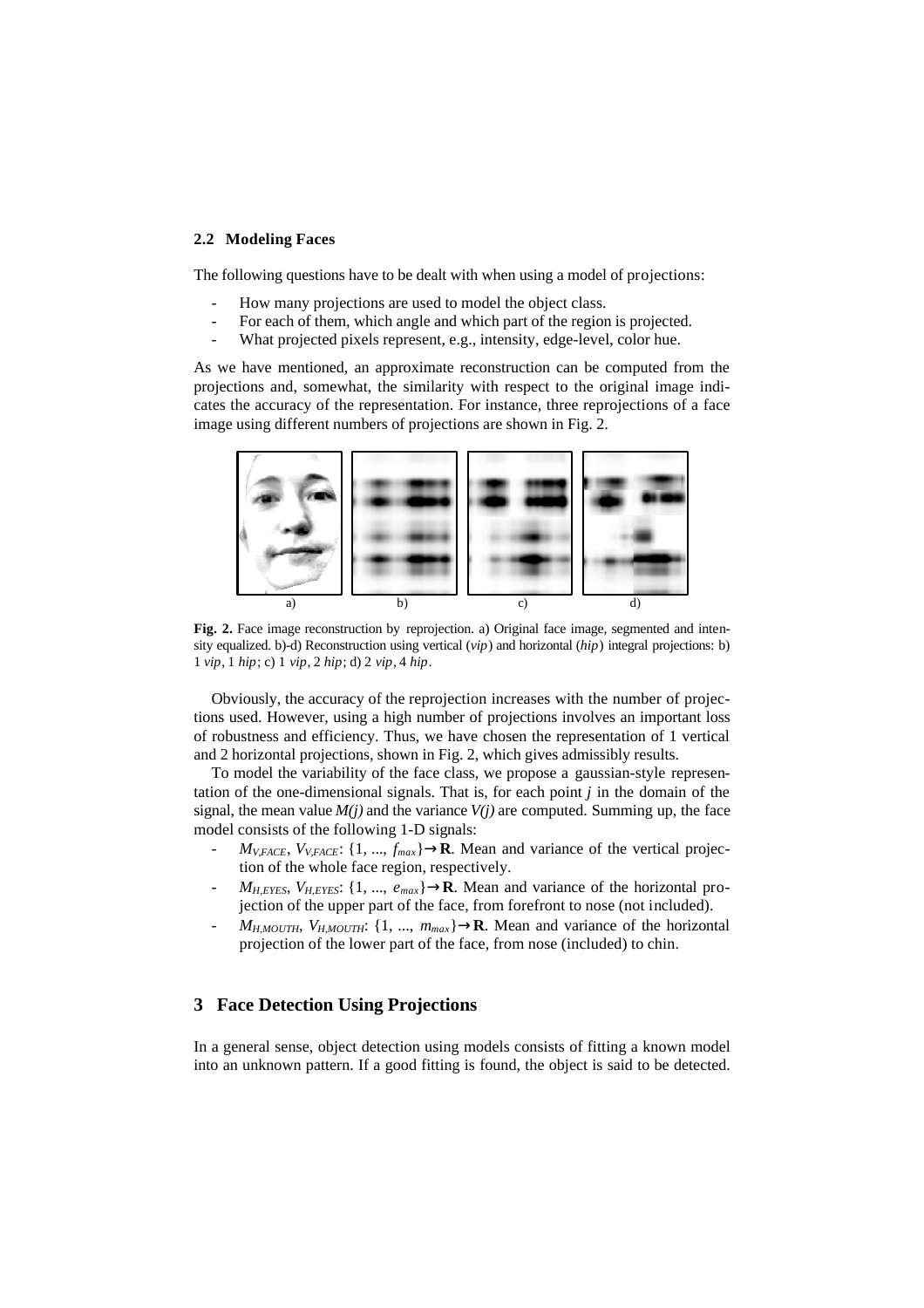### 2.2 Modeling Faces

The following questions have to be dealt with when using a model of projections:

- How many projections are used to model the object class.
- For each of them, which angle and which part of the region is projected.
- What projected pixels represent, e.g., intensity, edge-level, color hue.

As we have mentioned, an approximate reconstruction can be computed from the projections and, somewhat, the similarity with respect to the original image indicates the accuracy of the representation. For instance, three reprojections of a face image using different numbers of projections are shown in Fig. 2.

**Fig. 2.** Face image reconstruction by reprojection. a) Original face image, segmented and intensity equalized. b)-d) Reconstruction using vertical (*vip*) and horizontal (*hip*) integral projections: b) 1 *vip*, 1 *hip*; c) 1 *vip*, 2 *hip*; d) 2 *vip*, 4 *hip*.

Obviously, the accuracy of the reprojection increases with the number of projections used. However, using a high number of projections involves an important loss of robustness and efficiency. Thus, we have chosen the representation of 1 vertical and 2 horizontal projections, shown in Fig. 2, which gives admissibly results.

To model the variability of the face class, we propose a gaussian-style representation of the one-dimensional signals. That is, for each point $j$ in the domain of the signal, the mean value $M(j)$ and the variance $V(j)$ are computed. Summing up, the face model consists of the following 1-D signals:

- $M_{V,FACE}$, $V_{V,FACE}$: $\{1, ..., f_{max}\} \rightarrow \mathbf{R}$. Mean and variance of the vertical projection of the whole face region, respectively.
- $M_{H,EYES}$, $V_{H,EYES}$: $\{1, ..., e_{max}\} \rightarrow \mathbf{R}$. Mean and variance of the horizontal projection of the upper part of the face, from forefront to nose (not included).
- $M_{H,MOUTH}$, $V_{H,MOUTH}$: $\{1, ..., m_{max}\} \rightarrow \mathbf{R}$. Mean and variance of the horizontal projection of the lower part of the face, from nose (included) to chin.

## 3 Face Detection Using Projections

In a general sense, object detection using models consists of fitting a known model into an unknown pattern. If a good fitting is found, the object is said to be detected.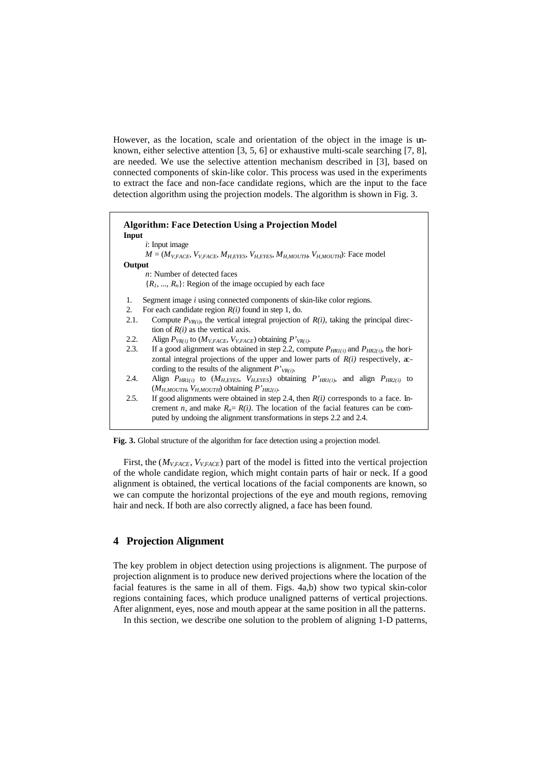However, as the location, scale and orientation of the object in the image is unknown, either selective attention [3, 5, 6] or exhaustive multi-scale searching [7, 8], are needed. We use the selective attention mechanism described in [3], based on connected components of skin-like color. This process was used in the experiments to extract the face and non-face candidate regions, which are the input to the face detection algorithm using the projection models. The algorithm is shown in Fig. 3.

**Algorithm: Face Detection Using a Projection Model**

**Input**

*i*: Input image

$M = (M_{V,FACE}, V_{V,FACE}, M_{H,EYES}, V_{H,EYES}, M_{H,MOUTH}, V_{H,MOUTH})$: Face model

**Output**

*n*: Number of detected faces

$\{R_1, ..., R_n\}$: Region of the image occupied by each face

1. Segment image *i* using connected components of skin-like color regions.
2. For each candidate region $R(i)$ found in step 1, do.
   - 2.1. Compute $P_{VR(i)}$, the vertical integral projection of $R(i)$, taking the principal direction of $R(i)$ as the vertical axis.
   - 2.2. Align $P_{VR(i)}$ to $(M_{V,FACE}, V_{V,FACE})$ obtaining $P'_{VR(i)}$.
   - 2.3. If a good alignment was obtained in step 2.2, compute $P_{HR1(i)}$ and $P_{HR2(i)}$, the horizontal integral projections of the upper and lower parts of $R(i)$ respectively, according to the results of the alignment $P'_{VR(i)}$.
   - 2.4. Align $P_{HR1(i)}$ to $(M_{H,EYES}, V_{H,EYES})$ obtaining $P'_{HR1(i)}$, and align $P_{HR2(i)}$ to $(M_{H,MOUTH}, V_{H,MOUTH})$ obtaining $P'_{HR2(i)}$.
   - 2.5. If good alignments were obtained in step 2.4, then $R(i)$ corresponds to a face. Increment *n*, and make $R_n = R(i)$. The location of the facial features can be computed by undoing the alignment transformations in steps 2.2 and 2.4.

**Fig. 3.** Global structure of the algorithm for face detection using a projection model.

First, the $(M_{V,FACE}, V_{V,FACE})$ part of the model is fitted into the vertical projection of the whole candidate region, which might contain parts of hair or neck. If a good alignment is obtained, the vertical locations of the facial components are known, so we can compute the horizontal projections of the eye and mouth regions, removing hair and neck. If both are also correctly aligned, a face has been found.

## 4 Projection Alignment

The key problem in object detection using projections is alignment. The purpose of projection alignment is to produce new derived projections where the location of the facial features is the same in all of them. Figs. 4a,b) show two typical skin-color regions containing faces, which produce unaligned patterns of vertical projections. After alignment, eyes, nose and mouth appear at the same position in all the patterns.

In this section, we describe one solution to the problem of aligning 1-D patterns,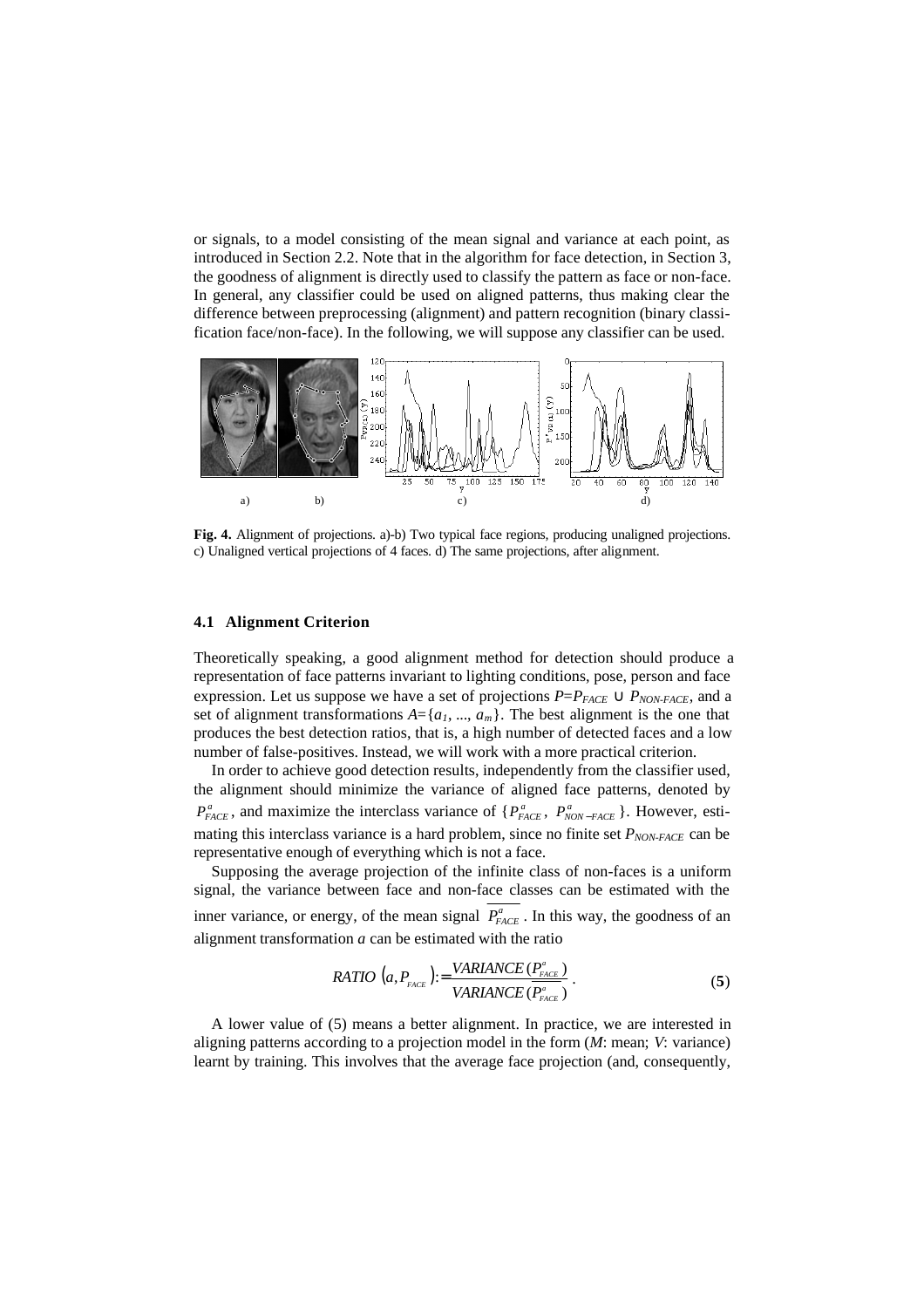or signals, to a model consisting of the mean signal and variance at each point, as introduced in Section 2.2. Note that in the algorithm for face detection, in Section 3, the goodness of alignment is directly used to classify the pattern as face or non-face. In general, any classifier could be used on aligned patterns, thus making clear the difference between preprocessing (alignment) and pattern recognition (binary classification face/non-face). In the following, we will suppose any classifier can be used.

**Fig. 4.** Alignment of projections. a)-b) Two typical face regions, producing unaligned projections. c) Unaligned vertical projections of 4 faces. d) The same projections, after alignment.

### 4.1 Alignment Criterion

Theoretically speaking, a good alignment method for detection should produce a representation of face patterns invariant to lighting conditions, pose, person and face expression. Let us suppose we have a set of projections $P=P_{FACE} \cup P_{NON\text{-}FACE}$, and a set of alignment transformations $A=\{a_1, ..., a_m\}$. The best alignment is the one that produces the best detection ratios, that is, a high number of detected faces and a low number of false-positives. Instead, we will work with a more practical criterion.

In order to achieve good detection results, independently from the classifier used, the alignment should minimize the variance of aligned face patterns, denoted by $P^a_{FACE}$, and maximize the interclass variance of $\{P^a_{FACE},\ P^a_{NON-FACE}\}$. However, estimating this interclass variance is a hard problem, since no finite set $P_{NON\text{-}FACE}$ can be representative enough of everything which is not a face.

Supposing the average projection of the infinite class of non-faces is a uniform signal, the variance between face and non-face classes can be estimated with the inner variance, or energy, of the mean signal $\overline{P^a_{FACE}}$. In this way, the goodness of an alignment transformation $a$ can be estimated with the ratio

$$RATIO\ (a, P_{FACE}) := \frac{VARIANCE\,(P^a_{FACE})}{VARIANCE\,(\overline{P^a_{FACE}})}\,. \tag{5}$$

A lower value of (5) means a better alignment. In practice, we are interested in aligning patterns according to a projection model in the form ($M$: mean; $V$: variance) learnt by training. This involves that the average face projection (and, consequently,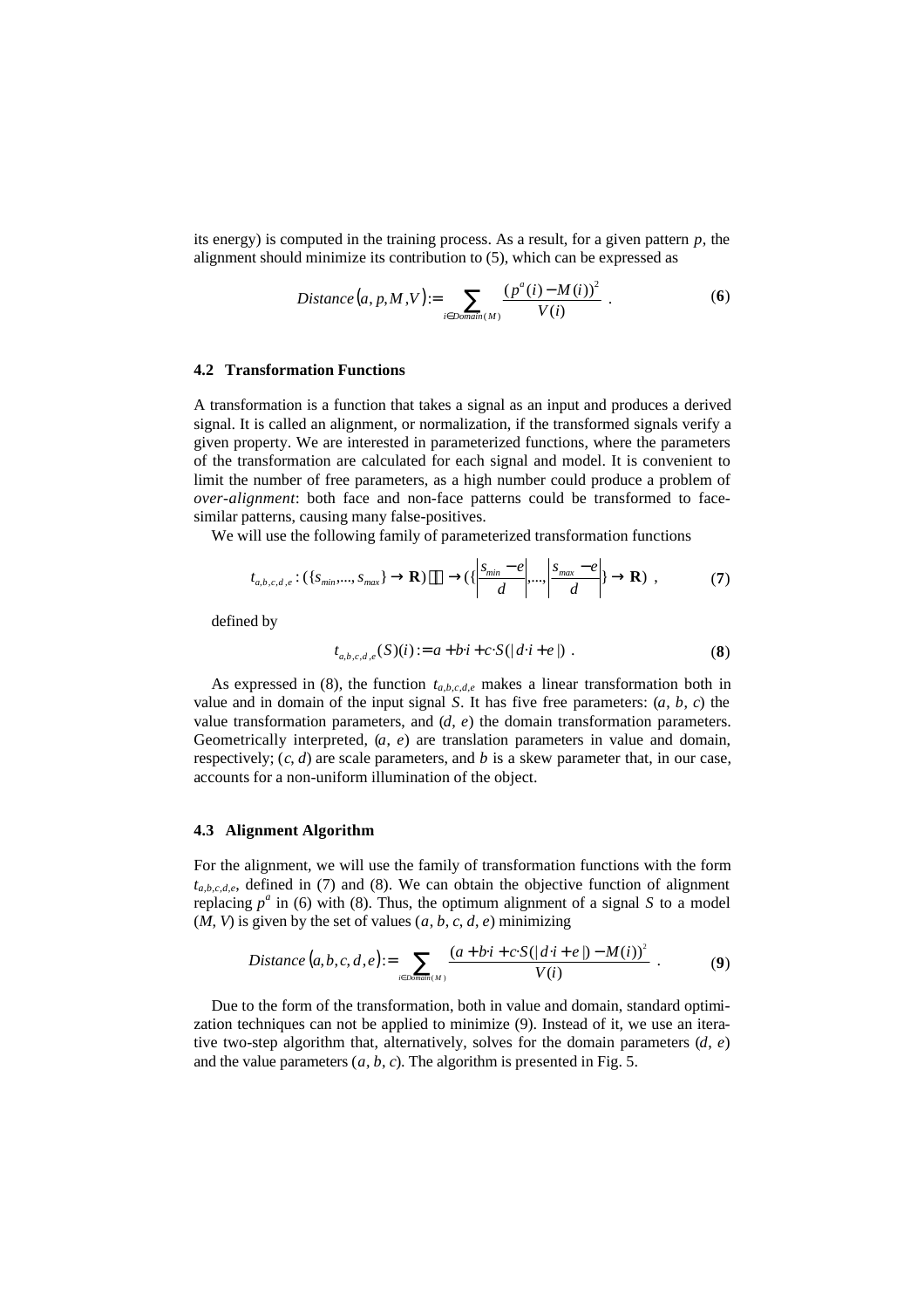its energy) is computed in the training process. As a result, for a given pattern $p$, the alignment should minimize its contribution to (5), which can be expressed as

$$Distance\left(a, p, M, V\right) := \sum_{i \in Domain(M)} \frac{(p^a(i) - M(i))^2}{V(i)} \quad . \tag{6}$$

### 4.2 Transformation Functions

A transformation is a function that takes a signal as an input and produces a derived signal. It is called an alignment, or normalization, if the transformed signals verify a given property. We are interested in parameterized functions, where the parameters of the transformation are calculated for each signal and model. It is convenient to limit the number of free parameters, as a high number could produce a problem of *over-alignment*: both face and non-face patterns could be transformed to face-similar patterns, causing many false-positives.

We will use the following family of parameterized transformation functions

$$t_{a,b,c,d,e} : (\{s_{min},\ldots,s_{max}\} \rightarrow \mathbf{R}) \rightarrow (\{\left|\frac{s_{min}-e}{d}\right|,\ldots,\left|\frac{s_{max}-e}{d}\right|\} \rightarrow \mathbf{R}) \ , \tag{7}$$

defined by

$$t_{a,b,c,d,e}(S)(i) := a + b{\cdot}i + c{\cdot}S(|\,d{\cdot}i + e\,|) \ . \tag{8}$$

As expressed in (8), the function $t_{a,b,c,d,e}$ makes a linear transformation both in value and in domain of the input signal $S$. It has five free parameters: ($a$, $b$, $c$) the value transformation parameters, and ($d$, $e$) the domain transformation parameters. Geometrically interpreted, ($a$, $e$) are translation parameters in value and domain, respectively; ($c$, $d$) are scale parameters, and $b$ is a skew parameter that, in our case, accounts for a non-uniform illumination of the object.

### 4.3 Alignment Algorithm

For the alignment, we will use the family of transformation functions with the form $t_{a,b,c,d,e}$, defined in (7) and (8). We can obtain the objective function of alignment replacing $p^a$ in (6) with (8). Thus, the optimum alignment of a signal $S$ to a model ($M$, $V$) is given by the set of values ($a$, $b$, $c$, $d$, $e$) minimizing

$$Distance\left(a,b,c,d,e\right) := \sum_{i \in Domain(M)} \frac{(a + b{\cdot}i + c{\cdot}S(|\,d{\cdot}i + e\,|) - M(i))^2}{V(i)} \quad . \tag{9}$$

Due to the form of the transformation, both in value and domain, standard optimization techniques can not be applied to minimize (9). Instead of it, we use an iterative two-step algorithm that, alternatively, solves for the domain parameters ($d$, $e$) and the value parameters ($a$, $b$, $c$). The algorithm is presented in Fig. 5.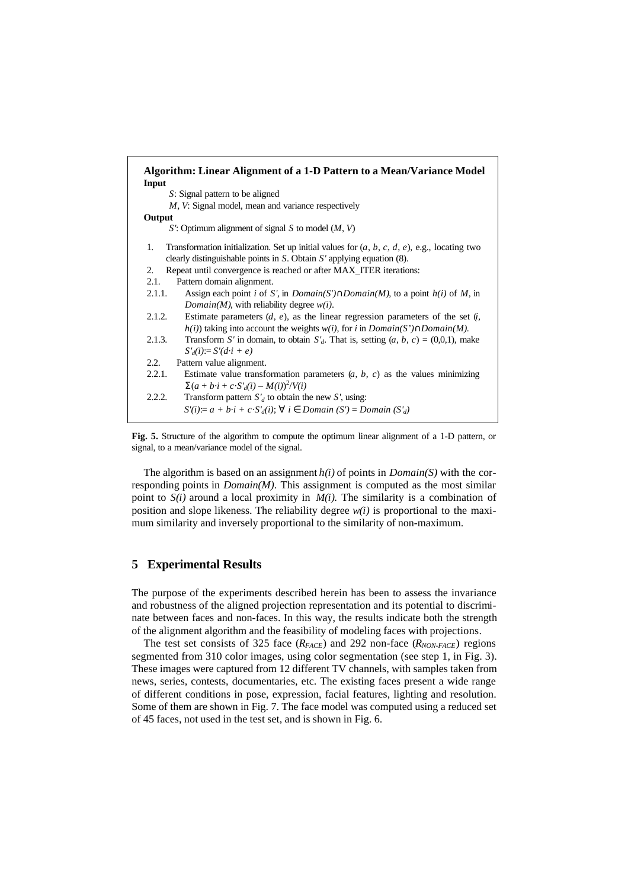**Algorithm: Linear Alignment of a 1-D Pattern to a Mean/Variance Model**

**Input**

*S*: Signal pattern to be aligned

*M*, *V*: Signal model, mean and variance respectively

**Output**

*S'*: Optimum alignment of signal *S* to model (*M*, *V*)

1. Transformation initialization. Set up initial values for ($a$, $b$, $c$, $d$, $e$), e.g., locating two clearly distinguishable points in *S*. Obtain *S'* applying equation (8).
2. Repeat until convergence is reached or after MAX_ITER iterations:

2.1. Pattern domain alignment.

2.1.1. Assign each point $i$ of $S'$, in $Domain(S') \cap Domain(M)$, to a point $h(i)$ of $M$, in $Domain(M)$, with reliability degree $w(i)$.

2.1.2. Estimate parameters ($d$, $e$), as the linear regression parameters of the set ($i$, $h(i)$) taking into account the weights $w(i)$, for $i$ in $Domain(S') \cap Domain(M)$.

2.1.3. Transform $S'$ in domain, to obtain $S'_d$. That is, setting $(a, b, c) = (0,0,1)$, make $S'_d(i) := S'(d \cdot i + e)$

2.2. Pattern value alignment.

2.2.1. Estimate value transformation parameters ($a$, $b$, $c$) as the values minimizing $\Sigma(a + b \cdot i + c \cdot S'_d(i) - M(i))^2 / V(i)$

2.2.2. Transform pattern $S'_d$ to obtain the new $S'$, using: $S'(i) := a + b \cdot i + c \cdot S'_d(i)$; $\forall\, i \in Domain(S') = Domain(S'_d)$

**Fig. 5.** Structure of the algorithm to compute the optimum linear alignment of a 1-D pattern, or signal, to a mean/variance model of the signal.

The algorithm is based on an assignment $h(i)$ of points in $Domain(S)$ with the corresponding points in $Domain(M)$. This assignment is computed as the most similar point to $S(i)$ around a local proximity in $M(i)$. The similarity is a combination of position and slope likeness. The reliability degree $w(i)$ is proportional to the maximum similarity and inversely proportional to the similarity of non-maximum.

## 5 Experimental Results

The purpose of the experiments described herein has been to assess the invariance and robustness of the aligned projection representation and its potential to discriminate between faces and non-faces. In this way, the results indicate both the strength of the alignment algorithm and the feasibility of modeling faces with projections.

The test set consists of 325 face ($R_{FACE}$) and 292 non-face ($R_{NON\text{-}FACE}$) regions segmented from 310 color images, using color segmentation (see step 1, in Fig. 3). These images were captured from 12 different TV channels, with samples taken from news, series, contests, documentaries, etc. The existing faces present a wide range of different conditions in pose, expression, facial features, lighting and resolution. Some of them are shown in Fig. 7. The face model was computed using a reduced set of 45 faces, not used in the test set, and is shown in Fig. 6.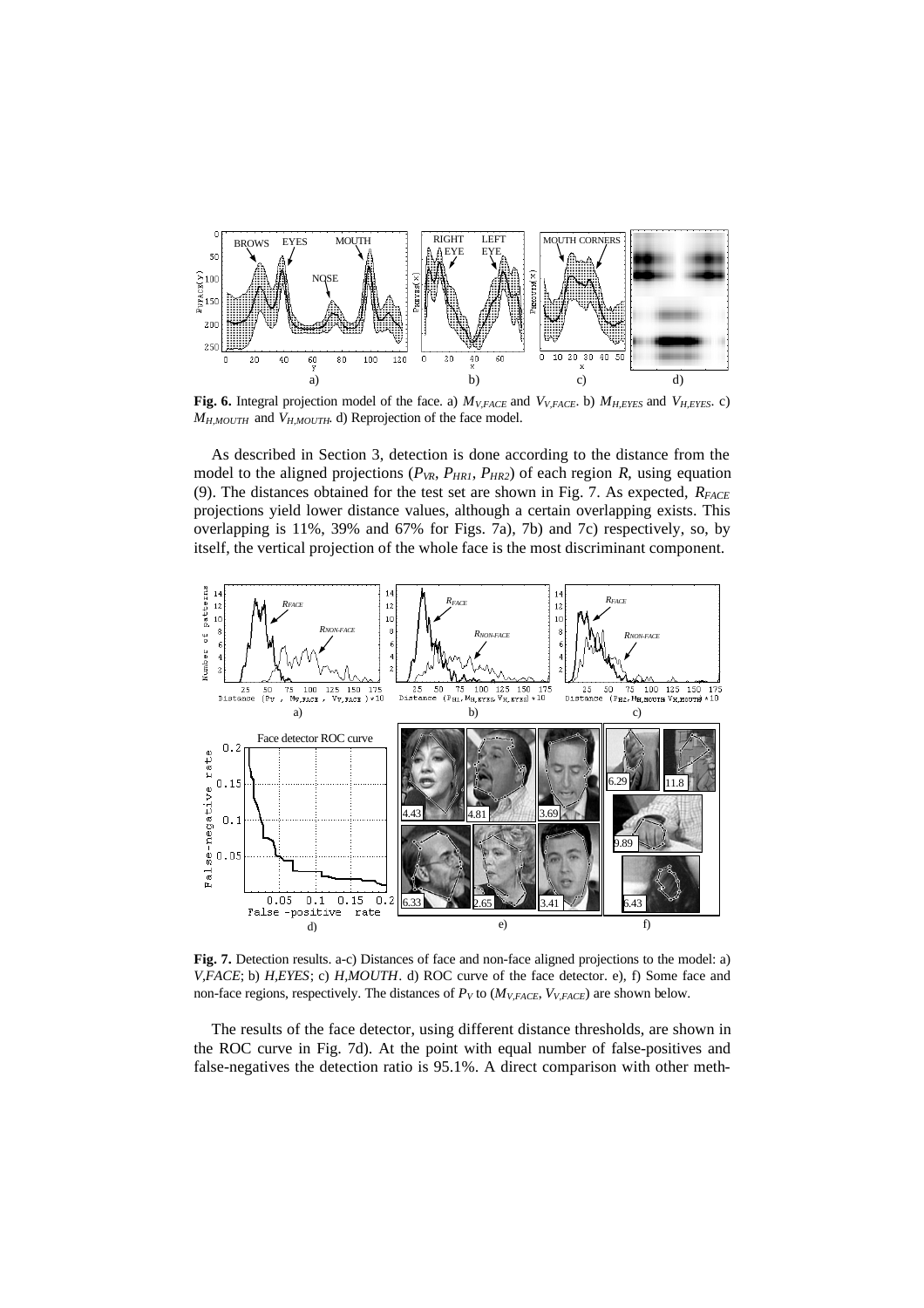**Fig. 6.** Integral projection model of the face. a) $M_{V,FACE}$ and $V_{V,FACE}$. b) $M_{H,EYES}$ and $V_{H,EYES}$. c) $M_{H,MOUTH}$ and $V_{H,MOUTH}$. d) Reprojection of the face model.

As described in Section 3, detection is done according to the distance from the model to the aligned projections ($P_{VR}$, $P_{HR1}$, $P_{HR2}$) of each region $R$, using equation (9). The distances obtained for the test set are shown in Fig. 7. As expected, $R_{FACE}$ projections yield lower distance values, although a certain overlapping exists. This overlapping is 11%, 39% and 67% for Figs. 7a), 7b) and 7c) respectively, so, by itself, the vertical projection of the whole face is the most discriminant component.

**Fig. 7.** Detection results. a-c) Distances of face and non-face aligned projections to the model: a) *V,FACE*; b) *H,EYES*; c) *H,MOUTH*. d) ROC curve of the face detector. e), f) Some face and non-face regions, respectively. The distances of $P_V$ to ($M_{V,FACE}$, $V_{V,FACE}$) are shown below.

The results of the face detector, using different distance thresholds, are shown in the ROC curve in Fig. 7d). At the point with equal number of false-positives and false-negatives the detection ratio is 95.1%. A direct comparison with other meth-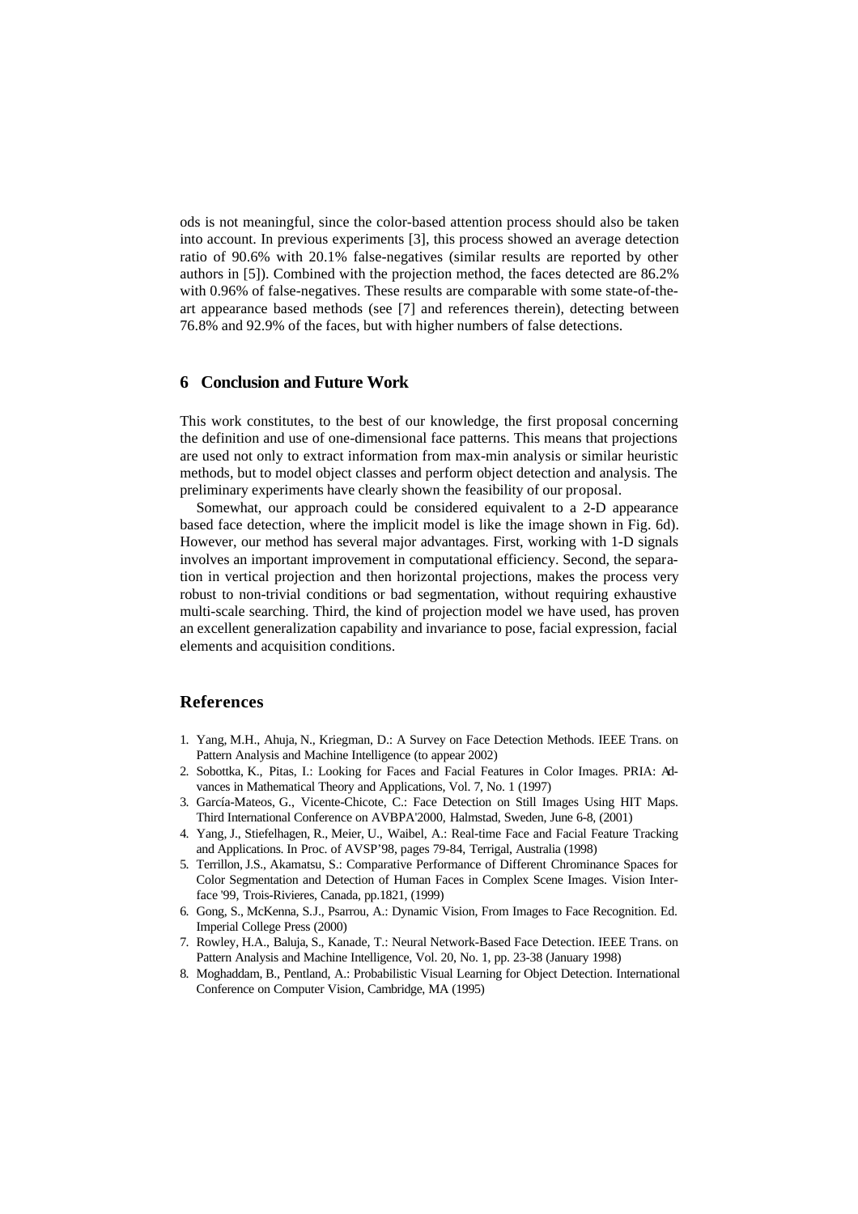ods is not meaningful, since the color-based attention process should also be taken into account. In previous experiments [3], this process showed an average detection ratio of 90.6% with 20.1% false-negatives (similar results are reported by other authors in [5]). Combined with the projection method, the faces detected are 86.2% with 0.96% of false-negatives. These results are comparable with some state-of-the-art appearance based methods (see [7] and references therein), detecting between 76.8% and 92.9% of the faces, but with higher numbers of false detections.

## 6 Conclusion and Future Work

This work constitutes, to the best of our knowledge, the first proposal concerning the definition and use of one-dimensional face patterns. This means that projections are used not only to extract information from max-min analysis or similar heuristic methods, but to model object classes and perform object detection and analysis. The preliminary experiments have clearly shown the feasibility of our proposal.

Somewhat, our approach could be considered equivalent to a 2-D appearance based face detection, where the implicit model is like the image shown in Fig. 6d). However, our method has several major advantages. First, working with 1-D signals involves an important improvement in computational efficiency. Second, the separation in vertical projection and then horizontal projections, makes the process very robust to non-trivial conditions or bad segmentation, without requiring exhaustive multi-scale searching. Third, the kind of projection model we have used, has proven an excellent generalization capability and invariance to pose, facial expression, facial elements and acquisition conditions.

## References

1. Yang, M.H., Ahuja, N., Kriegman, D.: A Survey on Face Detection Methods. IEEE Trans. on Pattern Analysis and Machine Intelligence (to appear 2002)
2. Sobottka, K., Pitas, I.: Looking for Faces and Facial Features in Color Images. PRIA: Advances in Mathematical Theory and Applications, Vol. 7, No. 1 (1997)
3. García-Mateos, G., Vicente-Chicote, C.: Face Detection on Still Images Using HIT Maps. Third International Conference on AVBPA'2000, Halmstad, Sweden, June 6-8, (2001)
4. Yang, J., Stiefelhagen, R., Meier, U., Waibel, A.: Real-time Face and Facial Feature Tracking and Applications. In Proc. of AVSP'98, pages 79-84, Terrigal, Australia (1998)
5. Terrillon, J.S., Akamatsu, S.: Comparative Performance of Different Chrominance Spaces for Color Segmentation and Detection of Human Faces in Complex Scene Images. Vision Interface '99, Trois-Rivieres, Canada, pp.1821, (1999)
6. Gong, S., McKenna, S.J., Psarrou, A.: Dynamic Vision, From Images to Face Recognition. Ed. Imperial College Press (2000)
7. Rowley, H.A., Baluja, S., Kanade, T.: Neural Network-Based Face Detection. IEEE Trans. on Pattern Analysis and Machine Intelligence, Vol. 20, No. 1, pp. 23-38 (January 1998)
8. Moghaddam, B., Pentland, A.: Probabilistic Visual Learning for Object Detection. International Conference on Computer Vision, Cambridge, MA (1995)